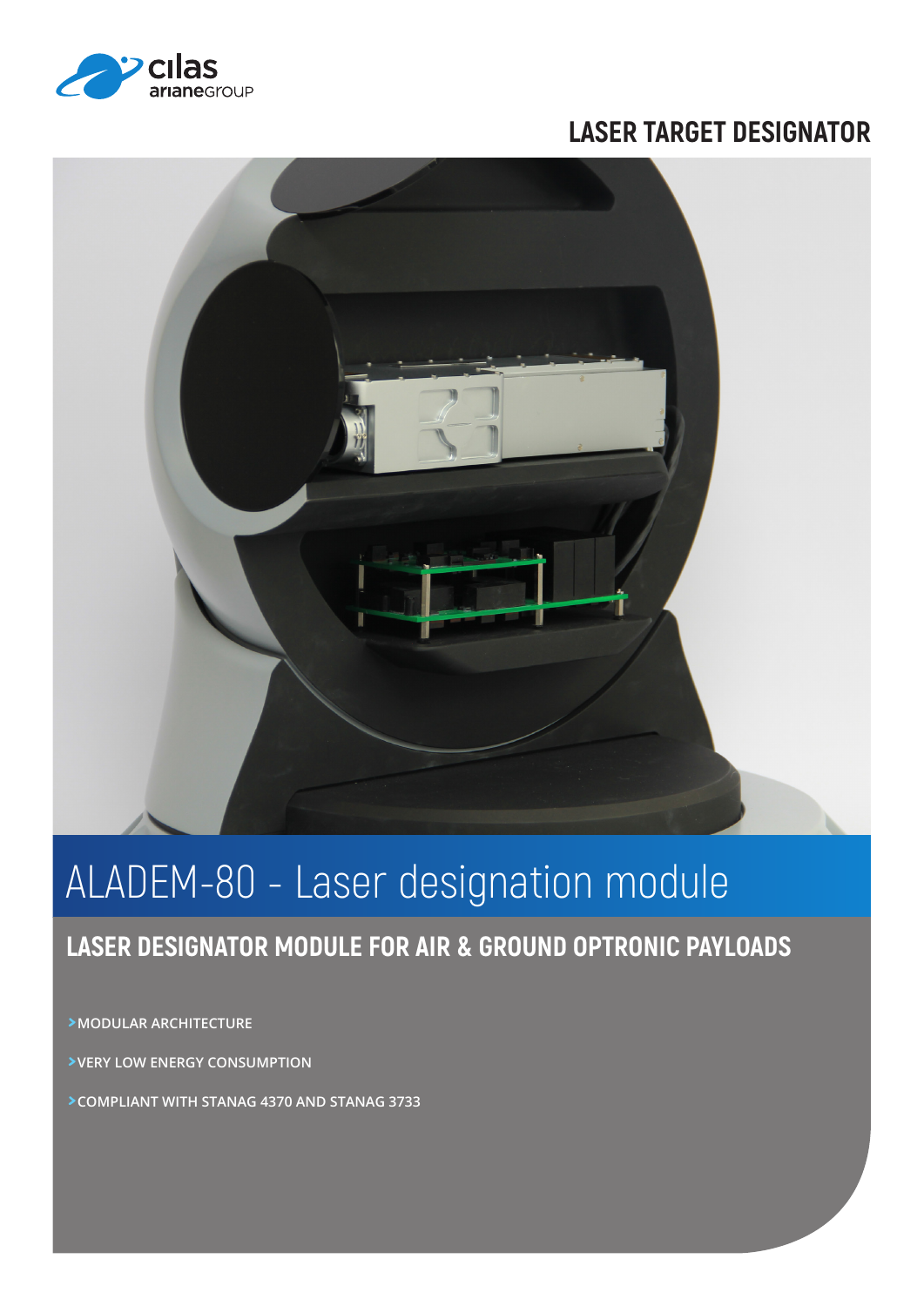LASER TARGET DESIGNATOR

# ALADEM-80 - Laser designation module

## LASER DESIGNATOR MODULE FOR AIR & GROUND OPTRONIC PAYLOADS

- MODULAR ARCHITECTURE
- VERY LOW ENERGY CONSUMPTION
- COMPLIANT WITH STANAG 4370 AND STANAG 3733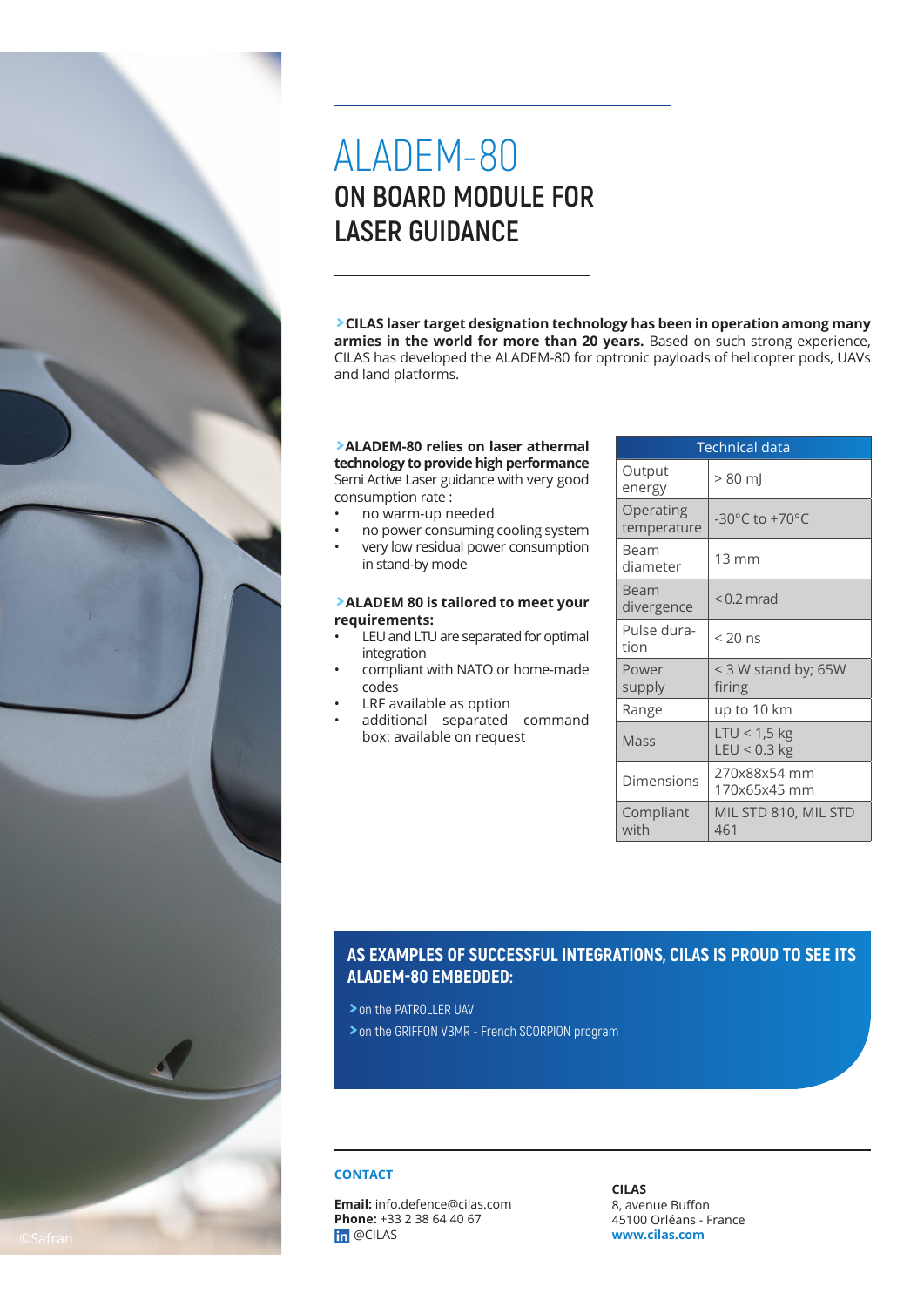# ALADEM-80

## ON BOARD MODULE FOR LASER GUIDANCE

**CILAS laser target designation technology has been in operation among many armies in the world for more than 20 years.** Based on such strong experience, CILAS has developed the ALADEM-80 for optronic payloads of helicopter pods, UAVs and land platforms.

**ALADEM-80 relies on laser athermal technology to provide high performance**
Semi Active Laser guidance with very good consumption rate :

- no warm-up needed
- no power consuming cooling system
- very low residual power consumption in stand-by mode

**ALADEM 80 is tailored to meet your requirements:**

- LEU and LTU are separated for optimal integration
- compliant with NATO or home-made codes
- LRF available as option
- additional separated command box: available on request

| Technical data | |
|---|---|
| Output energy | > 80 mJ |
| Operating temperature | -30°C to +70°C |
| Beam diameter | 13 mm |
| Beam divergence | < 0.2 mrad |
| Pulse duration | < 20 ns |
| Power supply | < 3 W stand by; 65W firing |
| Range | up to 10 km |
| Mass | LTU < 1,5 kg<br>LEU < 0.3 kg |
| Dimensions | 270x88x54 mm<br>170x65x45 mm |
| Compliant with | MIL STD 810, MIL STD 461 |

**AS EXAMPLES OF SUCCESSFUL INTEGRATIONS, CILAS IS PROUD TO SEE ITS ALADEM-80 EMBEDDED:**

- on the PATROLLER UAV
- on the GRIFFON VBMR - French SCORPION program

©Safran

**CONTACT**

**Email:** info.defence@cilas.com
**Phone:** +33 2 38 64 40 67
@CILAS

**CILAS**
8, avenue Buffon
45100 Orléans - France
**www.cilas.com**